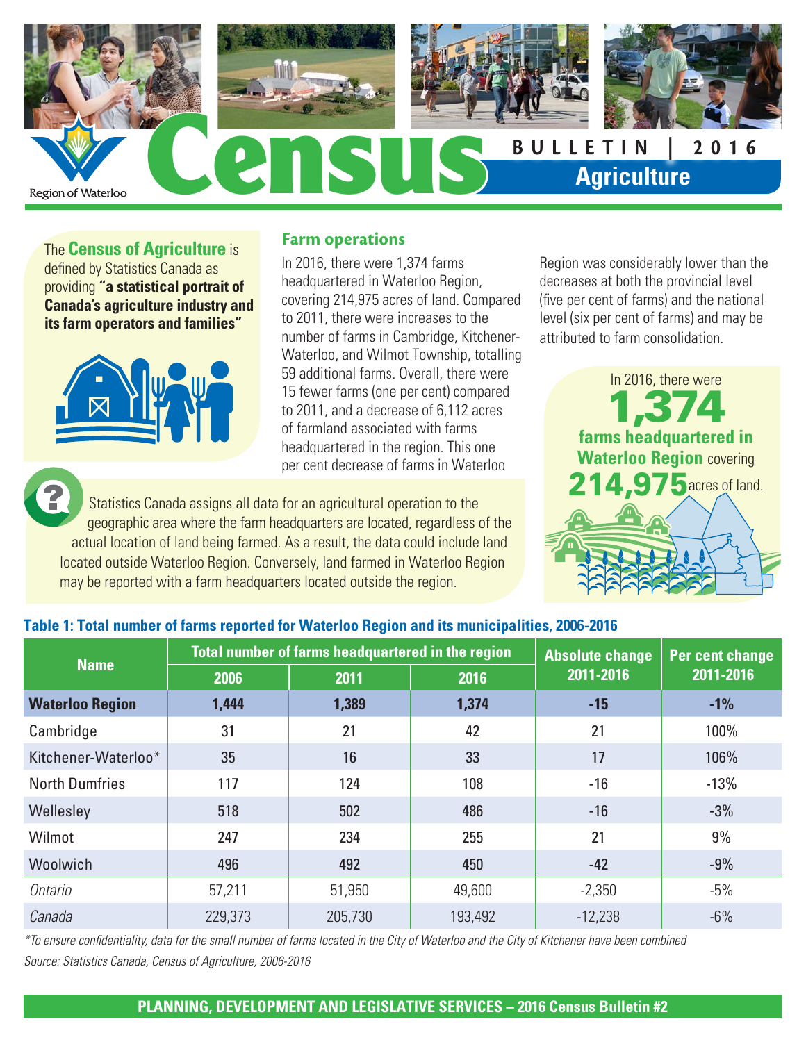Region of Waterloo

# Census

**BULLETIN | 2016**

## Agriculture

The **Census of Agriculture** is defined by Statistics Canada as providing **"a statistical portrait of Canada's agriculture industry and its farm operators and families"**

### Farm operations

In 2016, there were 1,374 farms headquartered in Waterloo Region, covering 214,975 acres of land. Compared to 2011, there were increases to the number of farms in Cambridge, Kitchener-Waterloo, and Wilmot Township, totalling 59 additional farms. Overall, there were 15 fewer farms (one per cent) compared to 2011, and a decrease of 6,112 acres of farmland associated with farms headquartered in the region. This one per cent decrease of farms in Waterloo Region was considerably lower than the decreases at both the provincial level (five per cent of farms) and the national level (six per cent of farms) and may be attributed to farm consolidation.

In 2016, there were **1,374 farms headquartered in Waterloo Region** covering **214,975** acres of land.

Statistics Canada assigns all data for an agricultural operation to the geographic area where the farm headquarters are located, regardless of the actual location of land being farmed. As a result, the data could include land located outside Waterloo Region. Conversely, land farmed in Waterloo Region may be reported with a farm headquarters located outside the region.

**Table 1: Total number of farms reported for Waterloo Region and its municipalities, 2006-2016**

| Name | Total number of farms headquartered in the region | | | Absolute change 2011-2016 | Per cent change 2011-2016 |
|---|---|---|---|---|---|
| | 2006 | 2011 | 2016 | | |
| **Waterloo Region** | **1,444** | **1,389** | **1,374** | **-15** | **-1%** |
| Cambridge | 31 | 21 | 42 | 21 | 100% |
| Kitchener-Waterloo* | 35 | 16 | 33 | 17 | 106% |
| North Dumfries | 117 | 124 | 108 | -16 | -13% |
| Wellesley | 518 | 502 | 486 | -16 | -3% |
| Wilmot | 247 | 234 | 255 | 21 | 9% |
| Woolwich | 496 | 492 | 450 | -42 | -9% |
| *Ontario* | 57,211 | 51,950 | 49,600 | -2,350 | -5% |
| *Canada* | 229,373 | 205,730 | 193,492 | -12,238 | -6% |

*\*To ensure confidentiality, data for the small number of farms located in the City of Waterloo and the City of Kitchener have been combined*

*Source: Statistics Canada, Census of Agriculture, 2006-2016*

**PLANNING, DEVELOPMENT AND LEGISLATIVE SERVICES – 2016 Census Bulletin #2**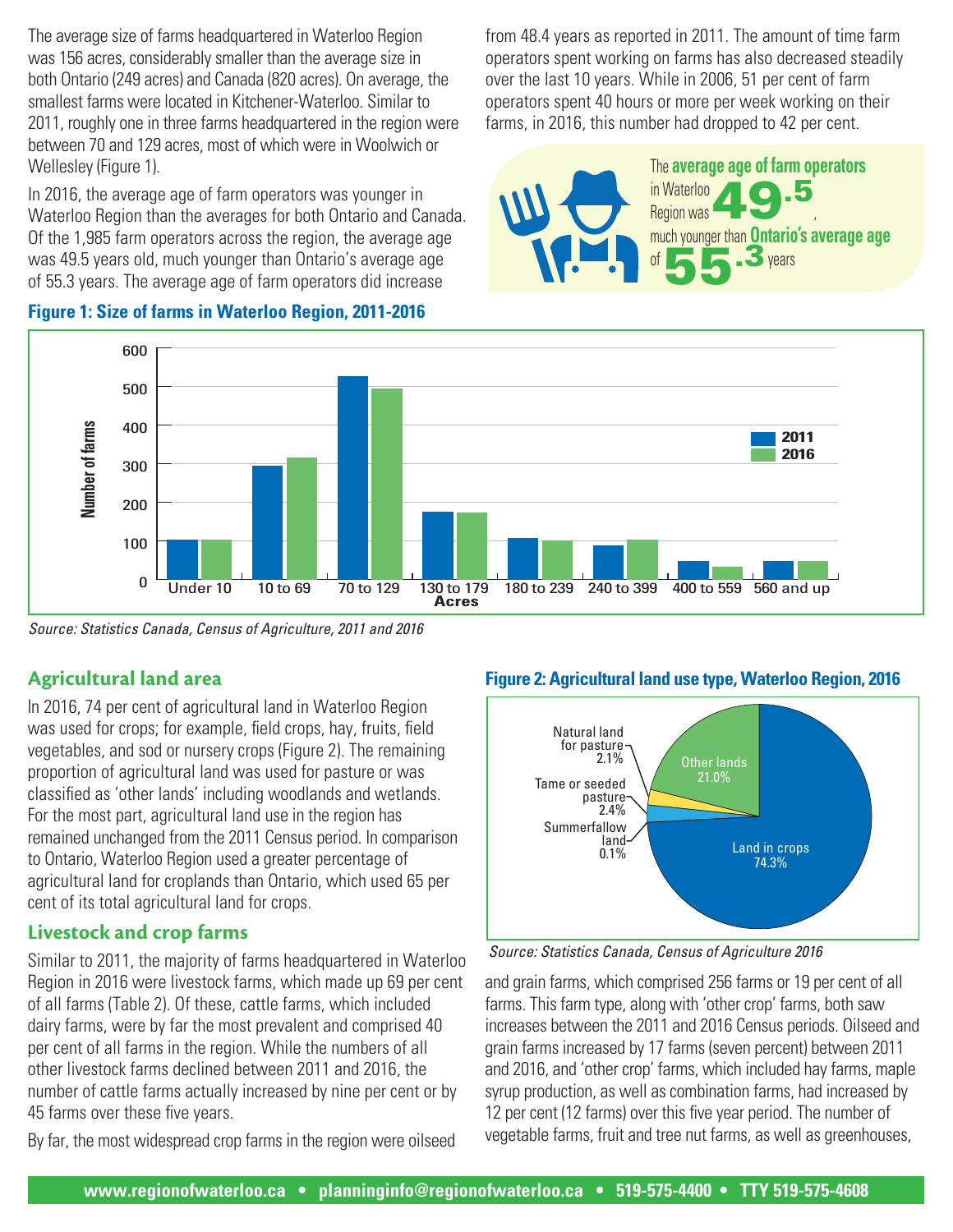The average size of farms headquartered in Waterloo Region was 156 acres, considerably smaller than the average size in both Ontario (249 acres) and Canada (820 acres). On average, the smallest farms were located in Kitchener-Waterloo. Similar to 2011, roughly one in three farms headquartered in the region were between 70 and 129 acres, most of which were in Woolwich or Wellesley (Figure 1).

In 2016, the average age of farm operators was younger in Waterloo Region than the averages for both Ontario and Canada. Of the 1,985 farm operators across the region, the average age was 49.5 years old, much younger than Ontario's average age of 55.3 years. The average age of farm operators did increase from 48.4 years as reported in 2011. The amount of time farm operators spent working on farms has also decreased steadily over the last 10 years. While in 2006, 51 per cent of farm operators spent 40 hours or more per week working on their farms, in 2016, this number had dropped to 42 per cent.

The **average age of farm operators** in Waterloo Region was **49.5**, much younger than **Ontario's average age** of **55.3** years

**Figure 1: Size of farms in Waterloo Region, 2011-2016**

Source: Statistics Canada, Census of Agriculture, 2011 and 2016

## Agricultural land area

In 2016, 74 per cent of agricultural land in Waterloo Region was used for crops; for example, field crops, hay, fruits, field vegetables, and sod or nursery crops (Figure 2). The remaining proportion of agricultural land was used for pasture or was classified as 'other lands' including woodlands and wetlands. For the most part, agricultural land use in the region has remained unchanged from the 2011 Census period. In comparison to Ontario, Waterloo Region used a greater percentage of agricultural land for croplands than Ontario, which used 65 per cent of its total agricultural land for crops.

**Figure 2: Agricultural land use type, Waterloo Region, 2016**

Source: Statistics Canada, Census of Agriculture 2016

## Livestock and crop farms

Similar to 2011, the majority of farms headquartered in Waterloo Region in 2016 were livestock farms, which made up 69 per cent of all farms (Table 2). Of these, cattle farms, which included dairy farms, were by far the most prevalent and comprised 40 per cent of all farms in the region. While the numbers of all other livestock farms declined between 2011 and 2016, the number of cattle farms actually increased by nine per cent or by 45 farms over these five years.

By far, the most widespread crop farms in the region were oilseed and grain farms, which comprised 256 farms or 19 per cent of all farms. This farm type, along with 'other crop' farms, both saw increases between the 2011 and 2016 Census periods. Oilseed and grain farms increased by 17 farms (seven percent) between 2011 and 2016, and 'other crop' farms, which included hay farms, maple syrup production, as well as combination farms, had increased by 12 per cent (12 farms) over this five year period. The number of vegetable farms, fruit and tree nut farms, as well as greenhouses,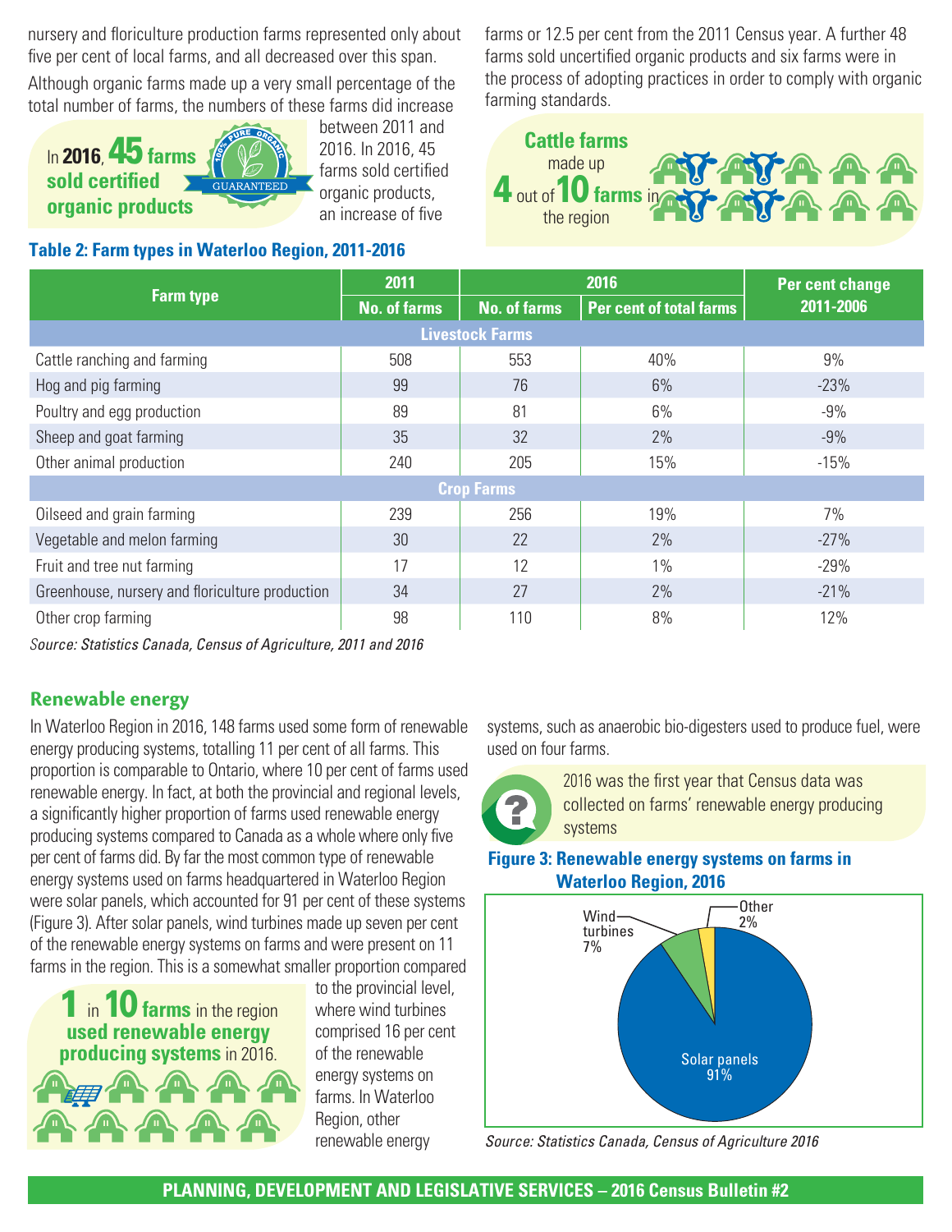nursery and floriculture production farms represented only about five per cent of local farms, and all decreased over this span.

Although organic farms made up a very small percentage of the total number of farms, the numbers of these farms did increase between 2011 and 2016. In 2016, 45 farms sold certified organic products, an increase of five farms or 12.5 per cent from the 2011 Census year. A further 48 farms sold uncertified organic products and six farms were in the process of adopting practices in order to comply with organic farming standards.

**In 2016, 45 farms sold certified organic products**

**Cattle farms made up 4 out of 10 farms in the region**

**Table 2: Farm types in Waterloo Region, 2011-2016**

| Farm type | 2011 | 2016 | | Per cent change 2011-2006 |
|---|---|---|---|---|
| | No. of farms | No. of farms | Per cent of total farms | |
| **Livestock Farms** | | | | |
| Cattle ranching and farming | 508 | 553 | 40% | 9% |
| Hog and pig farming | 99 | 76 | 6% | -23% |
| Poultry and egg production | 89 | 81 | 6% | -9% |
| Sheep and goat farming | 35 | 32 | 2% | -9% |
| Other animal production | 240 | 205 | 15% | -15% |
| **Crop Farms** | | | | |
| Oilseed and grain farming | 239 | 256 | 19% | 7% |
| Vegetable and melon farming | 30 | 22 | 2% | -27% |
| Fruit and tree nut farming | 17 | 12 | 1% | -29% |
| Greenhouse, nursery and floriculture production | 34 | 27 | 2% | -21% |
| Other crop farming | 98 | 110 | 8% | 12% |

*Source: Statistics Canada, Census of Agriculture, 2011 and 2016*

## Renewable energy

In Waterloo Region in 2016, 148 farms used some form of renewable energy producing systems, totalling 11 per cent of all farms. This proportion is comparable to Ontario, where 10 per cent of farms used renewable energy. In fact, at both the provincial and regional levels, a significantly higher proportion of farms used renewable energy producing systems compared to Canada as a whole where only five per cent of farms did. By far the most common type of renewable energy systems used on farms headquartered in Waterloo Region were solar panels, which accounted for 91 per cent of these systems (Figure 3). After solar panels, wind turbines made up seven per cent of the renewable energy systems on farms and were present on 11 farms in the region. This is a somewhat smaller proportion compared to the provincial level, where wind turbines comprised 16 per cent of the renewable energy systems on farms. In Waterloo Region, other renewable energy systems, such as anaerobic bio-digesters used to produce fuel, were used on four farms.

**1 in 10 farms in the region used renewable energy producing systems in 2016.**

2016 was the first year that Census data was collected on farms' renewable energy producing systems

**Figure 3: Renewable energy systems on farms in Waterloo Region, 2016**

Solar panels 91%; Wind turbines 7%; Other 2%

*Source: Statistics Canada, Census of Agriculture 2016*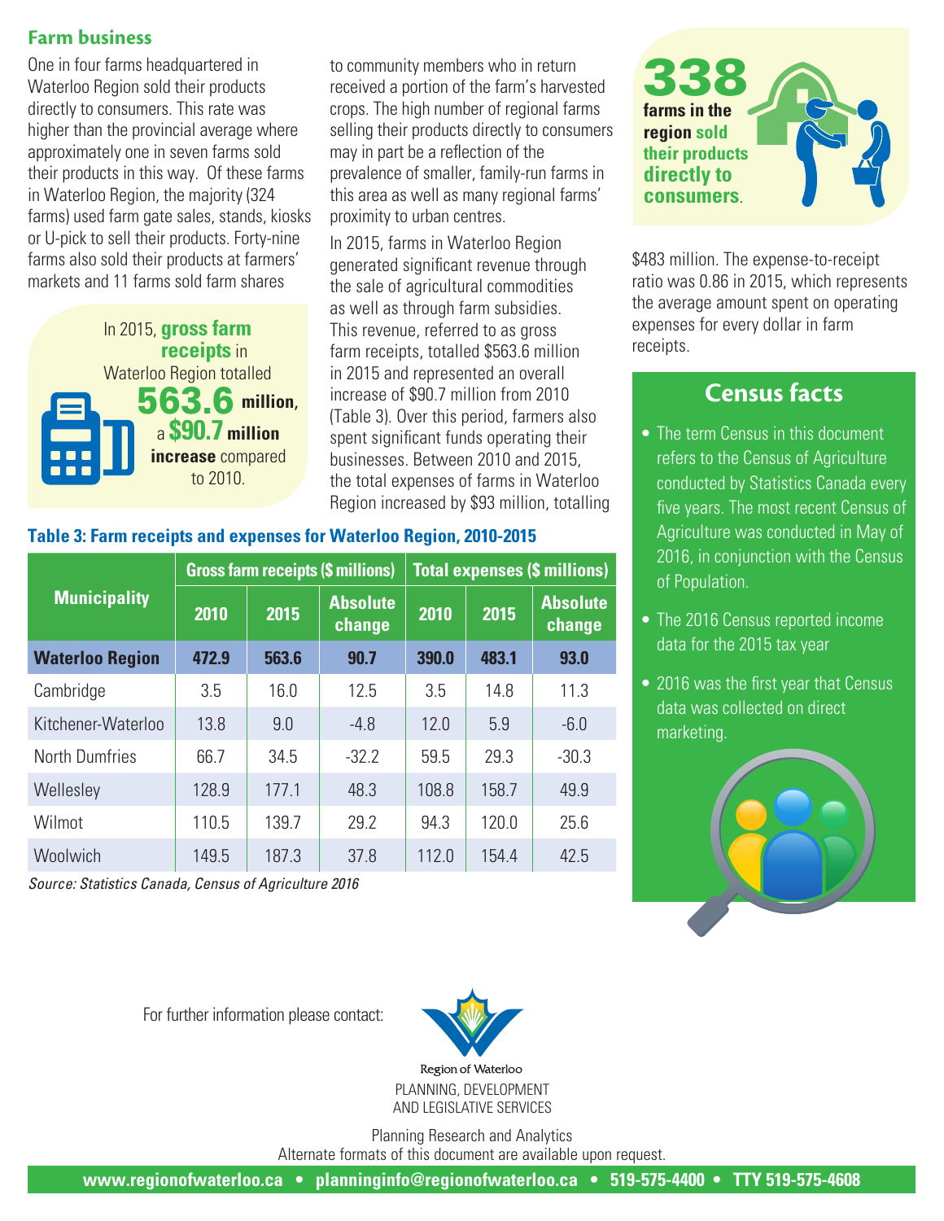## Farm business

One in four farms headquartered in Waterloo Region sold their products directly to consumers. This rate was higher than the provincial average where approximately one in seven farms sold their products in this way. Of these farms in Waterloo Region, the majority (324 farms) used farm gate sales, stands, kiosks or U-pick to sell their products. Forty-nine farms also sold their products at farmers' markets and 11 farms sold farm shares to community members who in return received a portion of the farm's harvested crops. The high number of regional farms selling their products directly to consumers may in part be a reflection of the prevalence of smaller, family-run farms in this area as well as many regional farms' proximity to urban centres.

In 2015, farms in Waterloo Region generated significant revenue through the sale of agricultural commodities as well as through farm subsidies. This revenue, referred to as gross farm receipts, totalled $563.6 million in 2015 and represented an overall increase of $90.7 million from 2010 (Table 3). Over this period, farmers also spent significant funds operating their businesses. Between 2010 and 2015, the total expenses of farms in Waterloo Region increased by $93 million, totalling $483 million. The expense-to-receipt ratio was 0.86 in 2015, which represents the average amount spent on operating expenses for every dollar in farm receipts.

In 2015, **gross farm receipts** in Waterloo Region totalled **563.6 million**, a **$90.7 million increase** compared to 2010.

**338 farms in the region sold their products directly to consumers.**

### Table 3: Farm receipts and expenses for Waterloo Region, 2010-2015

| Municipality | Gross farm receipts ($ millions) | | | Total expenses ($ millions) | | |
|---|---|---|---|---|---|---|
| | 2010 | 2015 | Absolute change | 2010 | 2015 | Absolute change |
| **Waterloo Region** | **472.9** | **563.6** | **90.7** | **390.0** | **483.1** | **93.0** |
| Cambridge | 3.5 | 16.0 | 12.5 | 3.5 | 14.8 | 11.3 |
| Kitchener-Waterloo | 13.8 | 9.0 | -4.8 | 12.0 | 5.9 | -6.0 |
| North Dumfries | 66.7 | 34.5 | -32.2 | 59.5 | 29.3 | -30.3 |
| Wellesley | 128.9 | 177.1 | 48.3 | 108.8 | 158.7 | 49.9 |
| Wilmot | 110.5 | 139.7 | 29.2 | 94.3 | 120.0 | 25.6 |
| Woolwich | 149.5 | 187.3 | 37.8 | 112.0 | 154.4 | 42.5 |

*Source: Statistics Canada, Census of Agriculture 2016*

### Census facts

- The term Census in this document refers to the Census of Agriculture conducted by Statistics Canada every five years. The most recent Census of Agriculture was conducted in May of 2016, in conjunction with the Census of Population.
- The 2016 Census reported income data for the 2015 tax year
- 2016 was the first year that Census data was collected on direct marketing.

For further information please contact:

Region of Waterloo
PLANNING, DEVELOPMENT AND LEGISLATIVE SERVICES

Planning Research and Analytics
Alternate formats of this document are available upon request.

**www.regionofwaterloo.ca • planninginfo@regionofwaterloo.ca • 519-575-4400 • TTY 519-575-4608**